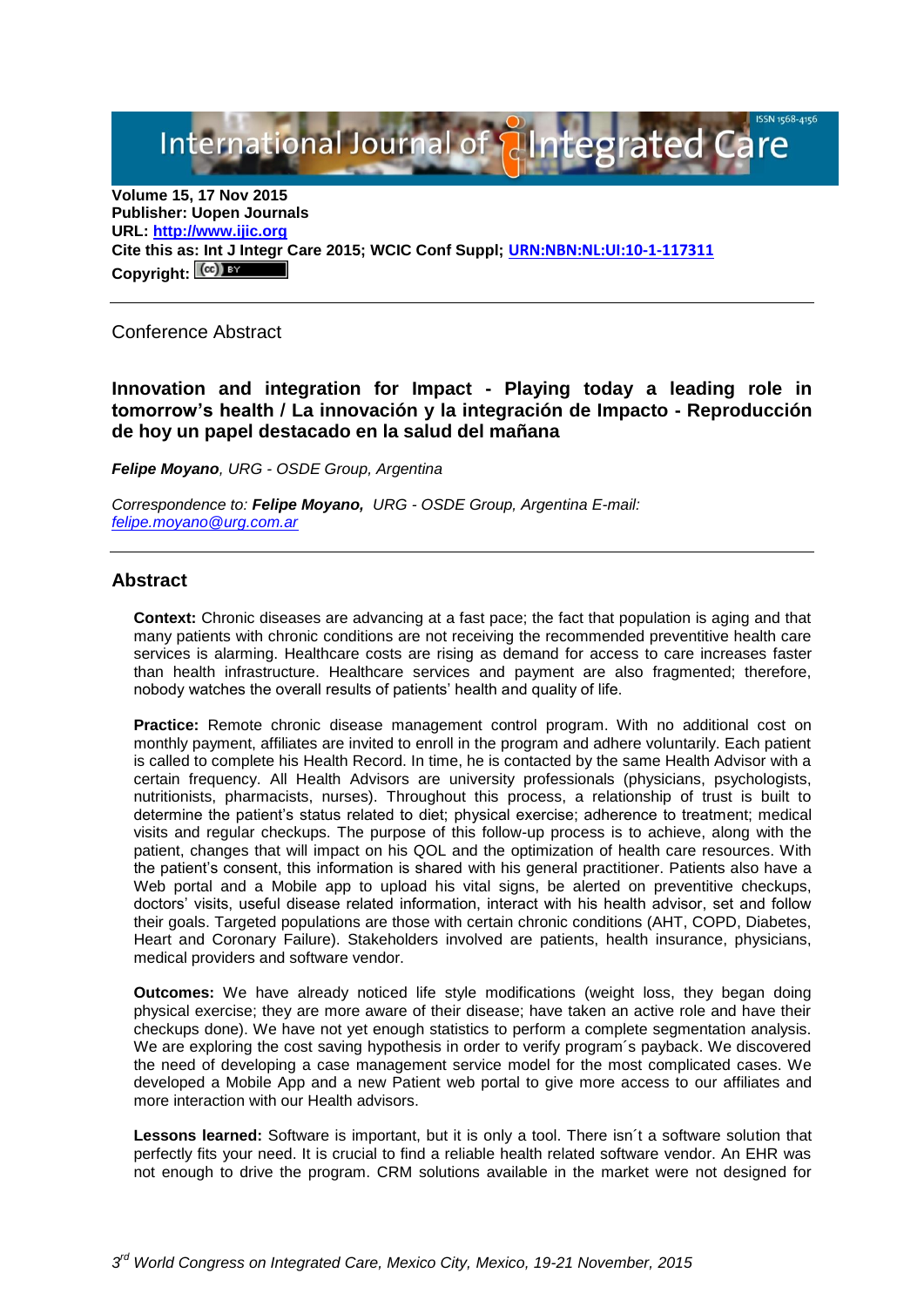# International Journal of Integrated Care

**Volume 15, 17 Nov 2015**
**Publisher: Uopen Journals**
**URL: [http://www.ijic.org](http://www.ijic.org)**
**Cite this as: Int J Integr Care 2015; WCIC Conf Suppl; [URN:NBN:NL:UI:10-1-117311](URN:NBN:NL:UI:10-1-117311)**
**Copyright:** (cc) BY

---

Conference Abstract

## Innovation and integration for Impact - Playing today a leading role in tomorrow's health / La innovación y la integración de Impacto - Reproducción de hoy un papel destacado en la salud del mañana

***Felipe Moyano**, URG - OSDE Group, Argentina*

*Correspondence to: **Felipe Moyano**, URG - OSDE Group, Argentina E-mail: [felipe.moyano@urg.com.ar](mailto:felipe.moyano@urg.com.ar)*

---

## Abstract

**Context:** Chronic diseases are advancing at a fast pace; the fact that population is aging and that many patients with chronic conditions are not receiving the recommended preventitive health care services is alarming. Healthcare costs are rising as demand for access to care increases faster than health infrastructure. Healthcare services and payment are also fragmented; therefore, nobody watches the overall results of patients' health and quality of life.

**Practice:** Remote chronic disease management control program. With no additional cost on monthly payment, affiliates are invited to enroll in the program and adhere voluntarily. Each patient is called to complete his Health Record. In time, he is contacted by the same Health Advisor with a certain frequency. All Health Advisors are university professionals (physicians, psychologists, nutritionists, pharmacists, nurses). Throughout this process, a relationship of trust is built to determine the patient's status related to diet; physical exercise; adherence to treatment; medical visits and regular checkups. The purpose of this follow-up process is to achieve, along with the patient, changes that will impact on his QOL and the optimization of health care resources. With the patient's consent, this information is shared with his general practitioner. Patients also have a Web portal and a Mobile app to upload his vital signs, be alerted on preventitive checkups, doctors' visits, useful disease related information, interact with his health advisor, set and follow their goals. Targeted populations are those with certain chronic conditions (AHT, COPD, Diabetes, Heart and Coronary Failure). Stakeholders involved are patients, health insurance, physicians, medical providers and software vendor.

**Outcomes:** We have already noticed life style modifications (weight loss, they began doing physical exercise; they are more aware of their disease; have taken an active role and have their checkups done). We have not yet enough statistics to perform a complete segmentation analysis. We are exploring the cost saving hypothesis in order to verify program´s payback. We discovered the need of developing a case management service model for the most complicated cases. We developed a Mobile App and a new Patient web portal to give more access to our affiliates and more interaction with our Health advisors.

**Lessons learned:** Software is important, but it is only a tool. There isn´t a software solution that perfectly fits your need. It is crucial to find a reliable health related software vendor. An EHR was not enough to drive the program. CRM solutions available in the market were not designed for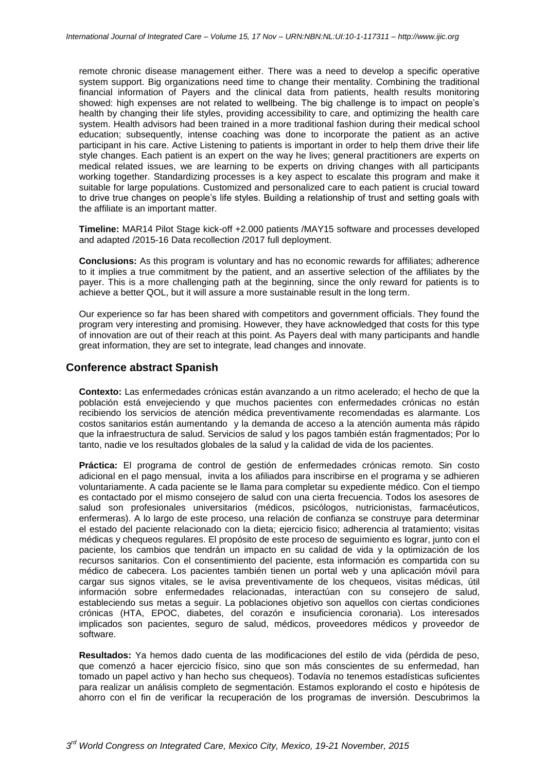remote chronic disease management either. There was a need to develop a specific operative system support. Big organizations need time to change their mentality. Combining the traditional financial information of Payers and the clinical data from patients, health results monitoring showed: high expenses are not related to wellbeing. The big challenge is to impact on people's health by changing their life styles, providing accessibility to care, and optimizing the health care system. Health advisors had been trained in a more traditional fashion during their medical school education; subsequently, intense coaching was done to incorporate the patient as an active participant in his care. Active Listening to patients is important in order to help them drive their life style changes. Each patient is an expert on the way he lives; general practitioners are experts on medical related issues, we are learning to be experts on driving changes with all participants working together. Standardizing processes is a key aspect to escalate this program and make it suitable for large populations. Customized and personalized care to each patient is crucial toward to drive true changes on people's life styles. Building a relationship of trust and setting goals with the affiliate is an important matter.

**Timeline:** MAR14 Pilot Stage kick-off +2.000 patients /MAY15 software and processes developed and adapted /2015-16 Data recollection /2017 full deployment.

**Conclusions:** As this program is voluntary and has no economic rewards for affiliates; adherence to it implies a true commitment by the patient, and an assertive selection of the affiliates by the payer. This is a more challenging path at the beginning, since the only reward for patients is to achieve a better QOL, but it will assure a more sustainable result in the long term.

Our experience so far has been shared with competitors and government officials. They found the program very interesting and promising. However, they have acknowledged that costs for this type of innovation are out of their reach at this point. As Payers deal with many participants and handle great information, they are set to integrate, lead changes and innovate.

## Conference abstract Spanish

**Contexto:** Las enfermedades crónicas están avanzando a un ritmo acelerado; el hecho de que la población está envejeciendo y que muchos pacientes con enfermedades crónicas no están recibiendo los servicios de atención médica preventivamente recomendadas es alarmante. Los costos sanitarios están aumentando y la demanda de acceso a la atención aumenta más rápido que la infraestructura de salud. Servicios de salud y los pagos también están fragmentados; Por lo tanto, nadie ve los resultados globales de la salud y la calidad de vida de los pacientes.

**Práctica:** El programa de control de gestión de enfermedades crónicas remoto. Sin costo adicional en el pago mensual, invita a los afiliados para inscribirse en el programa y se adhieren voluntariamente. A cada paciente se le llama para completar su expediente médico. Con el tiempo es contactado por el mismo consejero de salud con una cierta frecuencia. Todos los asesores de salud son profesionales universitarios (médicos, psicólogos, nutricionistas, farmacéuticos, enfermeras). A lo largo de este proceso, una relación de confianza se construye para determinar el estado del paciente relacionado con la dieta; ejercicio fisico; adherencia al tratamiento; visitas médicas y chequeos regulares. El propósito de este proceso de seguimiento es lograr, junto con el paciente, los cambios que tendrán un impacto en su calidad de vida y la optimización de los recursos sanitarios. Con el consentimiento del paciente, esta información es compartida con su médico de cabecera. Los pacientes también tienen un portal web y una aplicación móvil para cargar sus signos vitales, se le avisa preventivamente de los chequeos, visitas médicas, útil información sobre enfermedades relacionadas, interactúan con su consejero de salud, estableciendo sus metas a seguir. La poblaciones objetivo son aquellos con ciertas condiciones crónicas (HTA, EPOC, diabetes, del corazón e insuficiencia coronaria). Los interesados implicados son pacientes, seguro de salud, médicos, proveedores médicos y proveedor de software.

**Resultados:** Ya hemos dado cuenta de las modificaciones del estilo de vida (pérdida de peso, que comenzó a hacer ejercicio físico, sino que son más conscientes de su enfermedad, han tomado un papel activo y han hecho sus chequeos). Todavía no tenemos estadísticas suficientes para realizar un análisis completo de segmentación. Estamos explorando el costo e hipótesis de ahorro con el fin de verificar la recuperación de los programas de inversión. Descubrimos la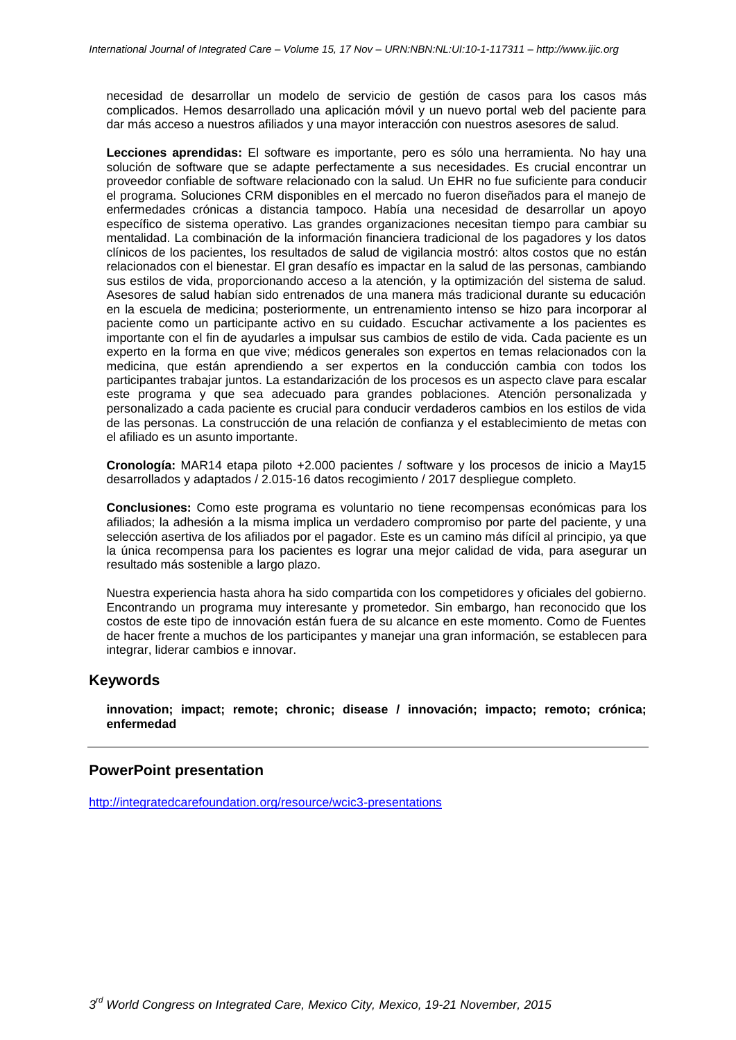necesidad de desarrollar un modelo de servicio de gestión de casos para los casos más complicados. Hemos desarrollado una aplicación móvil y un nuevo portal web del paciente para dar más acceso a nuestros afiliados y una mayor interacción con nuestros asesores de salud.

**Lecciones aprendidas:** El software es importante, pero es sólo una herramienta. No hay una solución de software que se adapte perfectamente a sus necesidades. Es crucial encontrar un proveedor confiable de software relacionado con la salud. Un EHR no fue suficiente para conducir el programa. Soluciones CRM disponibles en el mercado no fueron diseñados para el manejo de enfermedades crónicas a distancia tampoco. Había una necesidad de desarrollar un apoyo específico de sistema operativo. Las grandes organizaciones necesitan tiempo para cambiar su mentalidad. La combinación de la información financiera tradicional de los pagadores y los datos clínicos de los pacientes, los resultados de salud de vigilancia mostró: altos costos que no están relacionados con el bienestar. El gran desafío es impactar en la salud de las personas, cambiando sus estilos de vida, proporcionando acceso a la atención, y la optimización del sistema de salud. Asesores de salud habían sido entrenados de una manera más tradicional durante su educación en la escuela de medicina; posteriormente, un entrenamiento intenso se hizo para incorporar al paciente como un participante activo en su cuidado. Escuchar activamente a los pacientes es importante con el fin de ayudarles a impulsar sus cambios de estilo de vida. Cada paciente es un experto en la forma en que vive; médicos generales son expertos en temas relacionados con la medicina, que están aprendiendo a ser expertos en la conducción cambia con todos los participantes trabajar juntos. La estandarización de los procesos es un aspecto clave para escalar este programa y que sea adecuado para grandes poblaciones. Atención personalizada y personalizado a cada paciente es crucial para conducir verdaderos cambios en los estilos de vida de las personas. La construcción de una relación de confianza y el establecimiento de metas con el afiliado es un asunto importante.

**Cronología:** MAR14 etapa piloto +2.000 pacientes / software y los procesos de inicio a May15 desarrollados y adaptados / 2.015-16 datos recogimiento / 2017 despliegue completo.

**Conclusiones:** Como este programa es voluntario no tiene recompensas económicas para los afiliados; la adhesión a la misma implica un verdadero compromiso por parte del paciente, y una selección asertiva de los afiliados por el pagador. Este es un camino más difícil al principio, ya que la única recompensa para los pacientes es lograr una mejor calidad de vida, para asegurar un resultado más sostenible a largo plazo.

Nuestra experiencia hasta ahora ha sido compartida con los competidores y oficiales del gobierno. Encontrando un programa muy interesante y prometedor. Sin embargo, han reconocido que los costos de este tipo de innovación están fuera de su alcance en este momento. Como de Fuentes de hacer frente a muchos de los participantes y manejar una gran información, se establecen para integrar, liderar cambios e innovar.

## Keywords

**innovation; impact; remote; chronic; disease / innovación; impacto; remoto; crónica; enfermedad**

---

## PowerPoint presentation

http://integratedcarefoundation.org/resource/wcic3-presentations